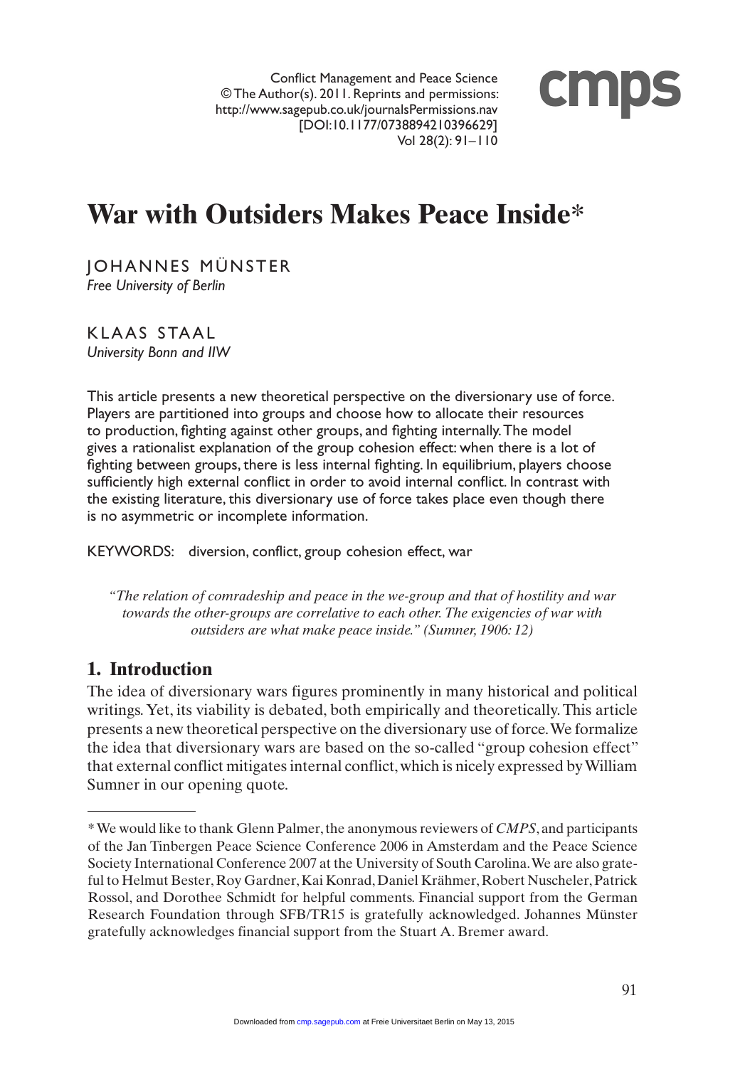# War with Outsiders Makes Peace Inside*

JOHANNES MÜNSTER
*Free University of Berlin*

KLAAS STAAL
*University Bonn and IIW*

This article presents a new theoretical perspective on the diversionary use of force. Players are partitioned into groups and choose how to allocate their resources to production, fighting against other groups, and fighting internally. The model gives a rationalist explanation of the group cohesion effect: when there is a lot of fighting between groups, there is less internal fighting. In equilibrium, players choose sufficiently high external conflict in order to avoid internal conflict. In contrast with the existing literature, this diversionary use of force takes place even though there is no asymmetric or incomplete information.

KEYWORDS: diversion, conflict, group cohesion effect, war

*"The relation of comradeship and peace in the we-group and that of hostility and war towards the other-groups are correlative to each other. The exigencies of war with outsiders are what make peace inside." (Sumner, 1906: 12)*

## 1. Introduction

The idea of diversionary wars figures prominently in many historical and political writings. Yet, its viability is debated, both empirically and theoretically. This article presents a new theoretical perspective on the diversionary use of force. We formalize the idea that diversionary wars are based on the so-called "group cohesion effect" that external conflict mitigates internal conflict, which is nicely expressed by William Sumner in our opening quote.

---

* We would like to thank Glenn Palmer, the anonymous reviewers of *CMPS*, and participants of the Jan Tinbergen Peace Science Conference 2006 in Amsterdam and the Peace Science Society International Conference 2007 at the University of South Carolina. We are also grateful to Helmut Bester, Roy Gardner, Kai Konrad, Daniel Krähmer, Robert Nuscheler, Patrick Rossol, and Dorothee Schmidt for helpful comments. Financial support from the German Research Foundation through SFB/TR15 is gratefully acknowledged. Johannes Münster gratefully acknowledges financial support from the Stuart A. Bremer award.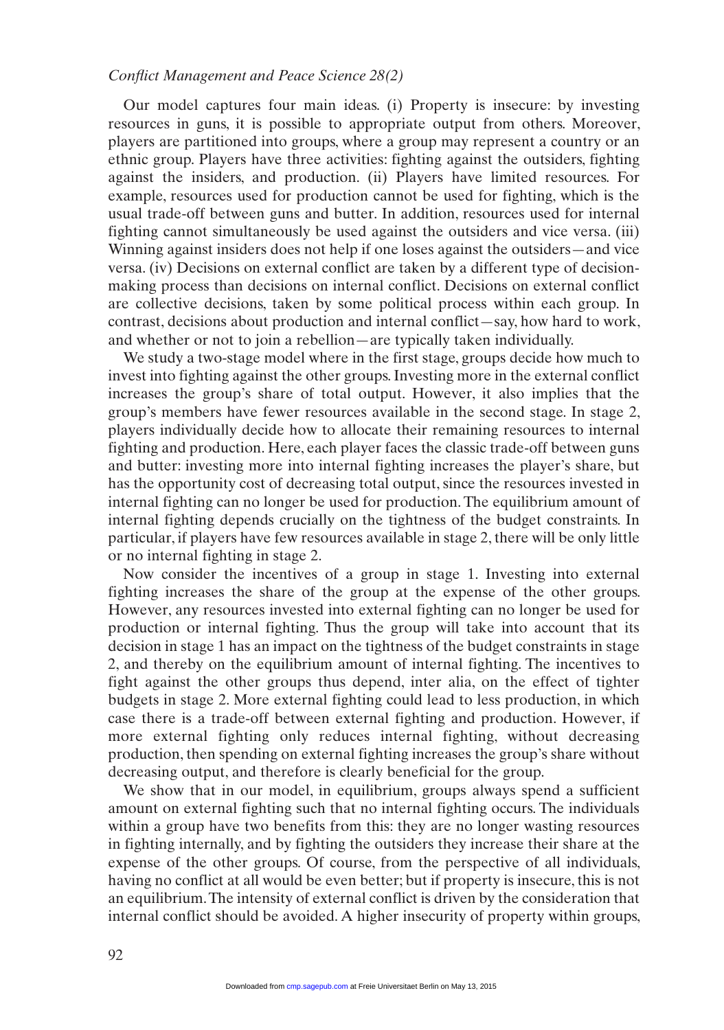Our model captures four main ideas. (i) Property is insecure: by investing resources in guns, it is possible to appropriate output from others. Moreover, players are partitioned into groups, where a group may represent a country or an ethnic group. Players have three activities: fighting against the outsiders, fighting against the insiders, and production. (ii) Players have limited resources. For example, resources used for production cannot be used for fighting, which is the usual trade-off between guns and butter. In addition, resources used for internal fighting cannot simultaneously be used against the outsiders and vice versa. (iii) Winning against insiders does not help if one loses against the outsiders—and vice versa. (iv) Decisions on external conflict are taken by a different type of decision-making process than decisions on internal conflict. Decisions on external conflict are collective decisions, taken by some political process within each group. In contrast, decisions about production and internal conflict—say, how hard to work, and whether or not to join a rebellion—are typically taken individually.

We study a two-stage model where in the first stage, groups decide how much to invest into fighting against the other groups. Investing more in the external conflict increases the group's share of total output. However, it also implies that the group's members have fewer resources available in the second stage. In stage 2, players individually decide how to allocate their remaining resources to internal fighting and production. Here, each player faces the classic trade-off between guns and butter: investing more into internal fighting increases the player's share, but has the opportunity cost of decreasing total output, since the resources invested in internal fighting can no longer be used for production. The equilibrium amount of internal fighting depends crucially on the tightness of the budget constraints. In particular, if players have few resources available in stage 2, there will be only little or no internal fighting in stage 2.

Now consider the incentives of a group in stage 1. Investing into external fighting increases the share of the group at the expense of the other groups. However, any resources invested into external fighting can no longer be used for production or internal fighting. Thus the group will take into account that its decision in stage 1 has an impact on the tightness of the budget constraints in stage 2, and thereby on the equilibrium amount of internal fighting. The incentives to fight against the other groups thus depend, inter alia, on the effect of tighter budgets in stage 2. More external fighting could lead to less production, in which case there is a trade-off between external fighting and production. However, if more external fighting only reduces internal fighting, without decreasing production, then spending on external fighting increases the group's share without decreasing output, and therefore is clearly beneficial for the group.

We show that in our model, in equilibrium, groups always spend a sufficient amount on external fighting such that no internal fighting occurs. The individuals within a group have two benefits from this: they are no longer wasting resources in fighting internally, and by fighting the outsiders they increase their share at the expense of the other groups. Of course, from the perspective of all individuals, having no conflict at all would be even better; but if property is insecure, this is not an equilibrium. The intensity of external conflict is driven by the consideration that internal conflict should be avoided. A higher insecurity of property within groups,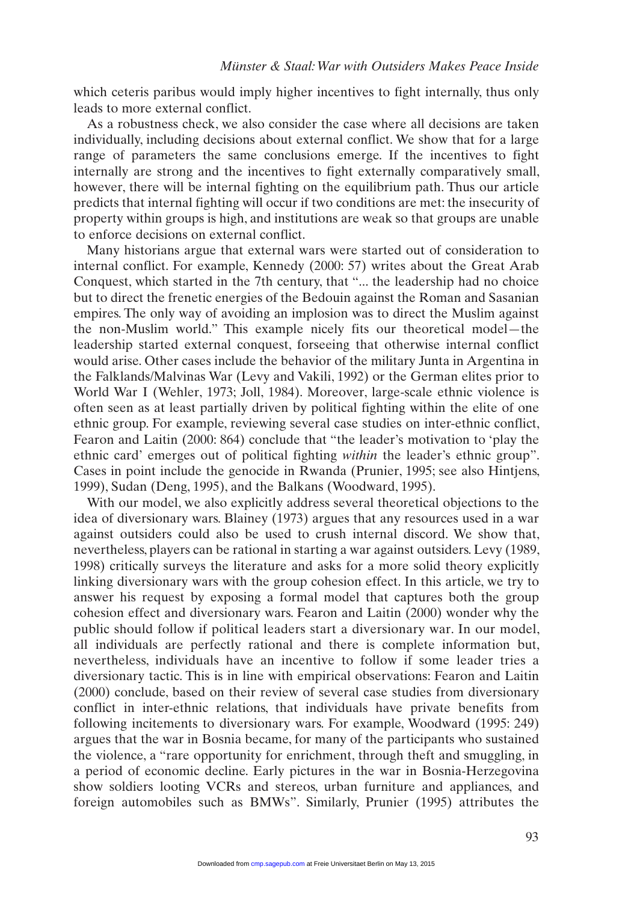which ceteris paribus would imply higher incentives to fight internally, thus only leads to more external conflict.

As a robustness check, we also consider the case where all decisions are taken individually, including decisions about external conflict. We show that for a large range of parameters the same conclusions emerge. If the incentives to fight internally are strong and the incentives to fight externally comparatively small, however, there will be internal fighting on the equilibrium path. Thus our article predicts that internal fighting will occur if two conditions are met: the insecurity of property within groups is high, and institutions are weak so that groups are unable to enforce decisions on external conflict.

Many historians argue that external wars were started out of consideration to internal conflict. For example, Kennedy (2000: 57) writes about the Great Arab Conquest, which started in the 7th century, that "... the leadership had no choice but to direct the frenetic energies of the Bedouin against the Roman and Sasanian empires. The only way of avoiding an implosion was to direct the Muslim against the non-Muslim world." This example nicely fits our theoretical model—the leadership started external conquest, forseeing that otherwise internal conflict would arise. Other cases include the behavior of the military Junta in Argentina in the Falklands/Malvinas War (Levy and Vakili, 1992) or the German elites prior to World War I (Wehler, 1973; Joll, 1984). Moreover, large-scale ethnic violence is often seen as at least partially driven by political fighting within the elite of one ethnic group. For example, reviewing several case studies on inter-ethnic conflict, Fearon and Laitin (2000: 864) conclude that "the leader's motivation to 'play the ethnic card' emerges out of political fighting *within* the leader's ethnic group". Cases in point include the genocide in Rwanda (Prunier, 1995; see also Hintjens, 1999), Sudan (Deng, 1995), and the Balkans (Woodward, 1995).

With our model, we also explicitly address several theoretical objections to the idea of diversionary wars. Blainey (1973) argues that any resources used in a war against outsiders could also be used to crush internal discord. We show that, nevertheless, players can be rational in starting a war against outsiders. Levy (1989, 1998) critically surveys the literature and asks for a more solid theory explicitly linking diversionary wars with the group cohesion effect. In this article, we try to answer his request by exposing a formal model that captures both the group cohesion effect and diversionary wars. Fearon and Laitin (2000) wonder why the public should follow if political leaders start a diversionary war. In our model, all individuals are perfectly rational and there is complete information but, nevertheless, individuals have an incentive to follow if some leader tries a diversionary tactic. This is in line with empirical observations: Fearon and Laitin (2000) conclude, based on their review of several case studies from diversionary conflict in inter-ethnic relations, that individuals have private benefits from following incitements to diversionary wars. For example, Woodward (1995: 249) argues that the war in Bosnia became, for many of the participants who sustained the violence, a "rare opportunity for enrichment, through theft and smuggling, in a period of economic decline. Early pictures in the war in Bosnia-Herzegovina show soldiers looting VCRs and stereos, urban furniture and appliances, and foreign automobiles such as BMWs". Similarly, Prunier (1995) attributes the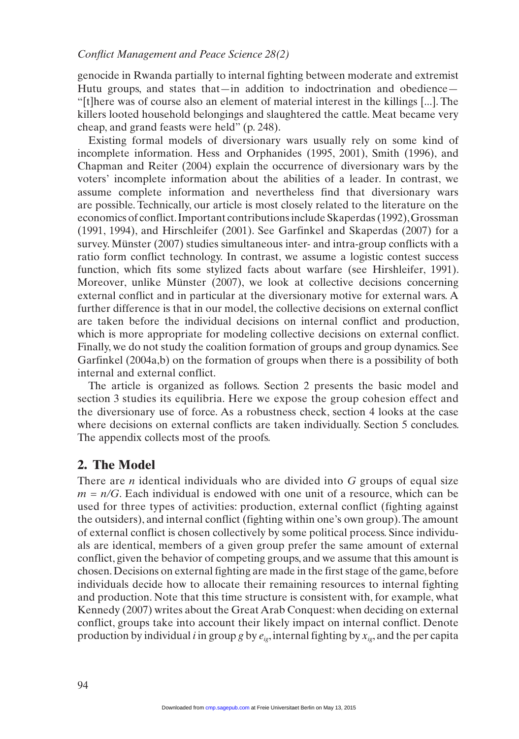genocide in Rwanda partially to internal fighting between moderate and extremist Hutu groups, and states that—in addition to indoctrination and obedience—"[t]here was of course also an element of material interest in the killings [...]. The killers looted household belongings and slaughtered the cattle. Meat became very cheap, and grand feasts were held" (p. 248).

Existing formal models of diversionary wars usually rely on some kind of incomplete information. Hess and Orphanides (1995, 2001), Smith (1996), and Chapman and Reiter (2004) explain the occurrence of diversionary wars by the voters' incomplete information about the abilities of a leader. In contrast, we assume complete information and nevertheless find that diversionary wars are possible. Technically, our article is most closely related to the literature on the economics of conflict. Important contributions include Skaperdas (1992), Grossman (1991, 1994), and Hirschleifer (2001). See Garfinkel and Skaperdas (2007) for a survey. Münster (2007) studies simultaneous inter- and intra-group conflicts with a ratio form conflict technology. In contrast, we assume a logistic contest success function, which fits some stylized facts about warfare (see Hirshleifer, 1991). Moreover, unlike Münster (2007), we look at collective decisions concerning external conflict and in particular at the diversionary motive for external wars. A further difference is that in our model, the collective decisions on external conflict are taken before the individual decisions on internal conflict and production, which is more appropriate for modeling collective decisions on external conflict. Finally, we do not study the coalition formation of groups and group dynamics. See Garfinkel (2004a,b) on the formation of groups when there is a possibility of both internal and external conflict.

The article is organized as follows. Section 2 presents the basic model and section 3 studies its equilibria. Here we expose the group cohesion effect and the diversionary use of force. As a robustness check, section 4 looks at the case where decisions on external conflicts are taken individually. Section 5 concludes. The appendix collects most of the proofs.

## 2. The Model

There are $n$ identical individuals who are divided into $G$ groups of equal size $m = n/G$. Each individual is endowed with one unit of a resource, which can be used for three types of activities: production, external conflict (fighting against the outsiders), and internal conflict (fighting within one's own group). The amount of external conflict is chosen collectively by some political process. Since individuals are identical, members of a given group prefer the same amount of external conflict, given the behavior of competing groups, and we assume that this amount is chosen. Decisions on external fighting are made in the first stage of the game, before individuals decide how to allocate their remaining resources to internal fighting and production. Note that this time structure is consistent with, for example, what Kennedy (2007) writes about the Great Arab Conquest: when deciding on external conflict, groups take into account their likely impact on internal conflict. Denote production by individual $i$ in group $g$ by $e_{ig}$, internal fighting by $x_{ig}$, and the per capita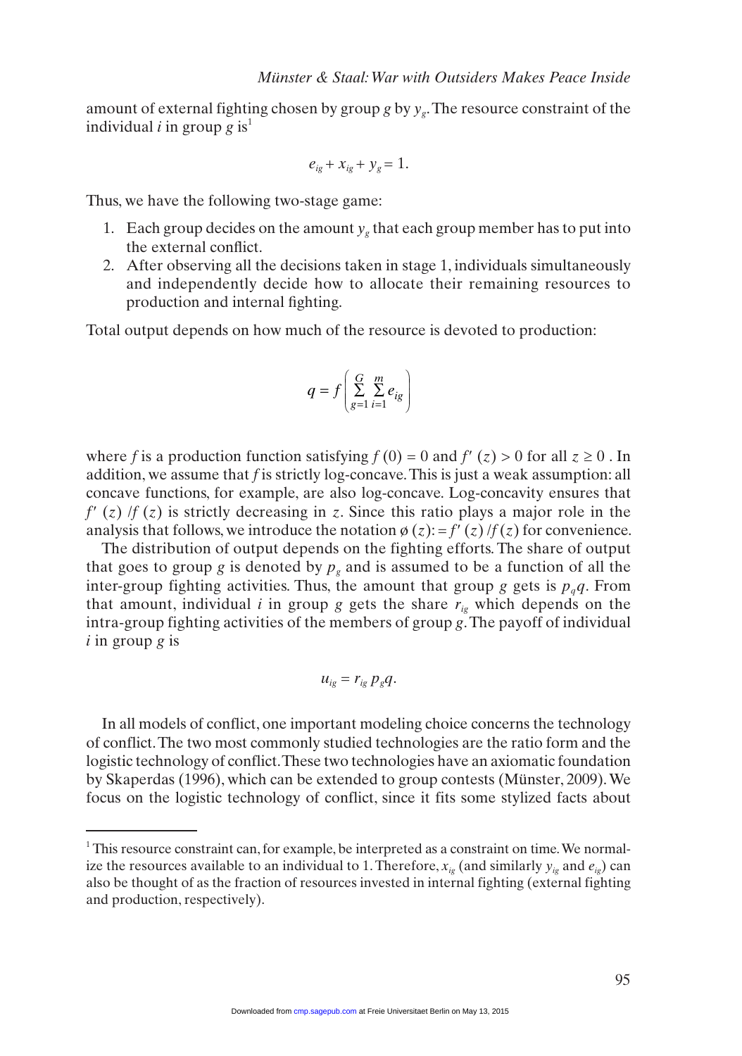amount of external fighting chosen by group $g$ by $y_g$. The resource constraint of the individual $i$ in group $g$ is[1]

$$e_{ig} + x_{ig} + y_g = 1.$$

Thus, we have the following two-stage game:

1. Each group decides on the amount $y_g$ that each group member has to put into the external conflict.
2. After observing all the decisions taken in stage 1, individuals simultaneously and independently decide how to allocate their remaining resources to production and internal fighting.

Total output depends on how much of the resource is devoted to production:

$$q = f\left(\sum_{g=1}^{G}\sum_{i=1}^{m} e_{ig}\right)$$

where $f$ is a production function satisfying $f(0) = 0$ and $f'(z) > 0$ for all $z \geq 0$. In addition, we assume that $f$ is strictly log-concave. This is just a weak assumption: all concave functions, for example, are also log-concave. Log-concavity ensures that $f'(z)/f(z)$ is strictly decreasing in $z$. Since this ratio plays a major role in the analysis that follows, we introduce the notation $\phi(z) := f'(z)/f(z)$ for convenience.

The distribution of output depends on the fighting efforts. The share of output that goes to group $g$ is denoted by $p_g$ and is assumed to be a function of all the inter-group fighting activities. Thus, the amount that group $g$ gets is $p_q q$. From that amount, individual $i$ in group $g$ gets the share $r_{ig}$ which depends on the intra-group fighting activities of the members of group $g$. The payoff of individual $i$ in group $g$ is

$$u_{ig} = r_{ig}\, p_g q.$$

In all models of conflict, one important modeling choice concerns the technology of conflict. The two most commonly studied technologies are the ratio form and the logistic technology of conflict. These two technologies have an axiomatic foundation by Skaperdas (1996), which can be extended to group contests (Münster, 2009). We focus on the logistic technology of conflict, since it fits some stylized facts about

[1] This resource constraint can, for example, be interpreted as a constraint on time. We normalize the resources available to an individual to 1. Therefore, $x_{ig}$ (and similarly $y_{ig}$ and $e_{ig}$) can also be thought of as the fraction of resources invested in internal fighting (external fighting and production, respectively).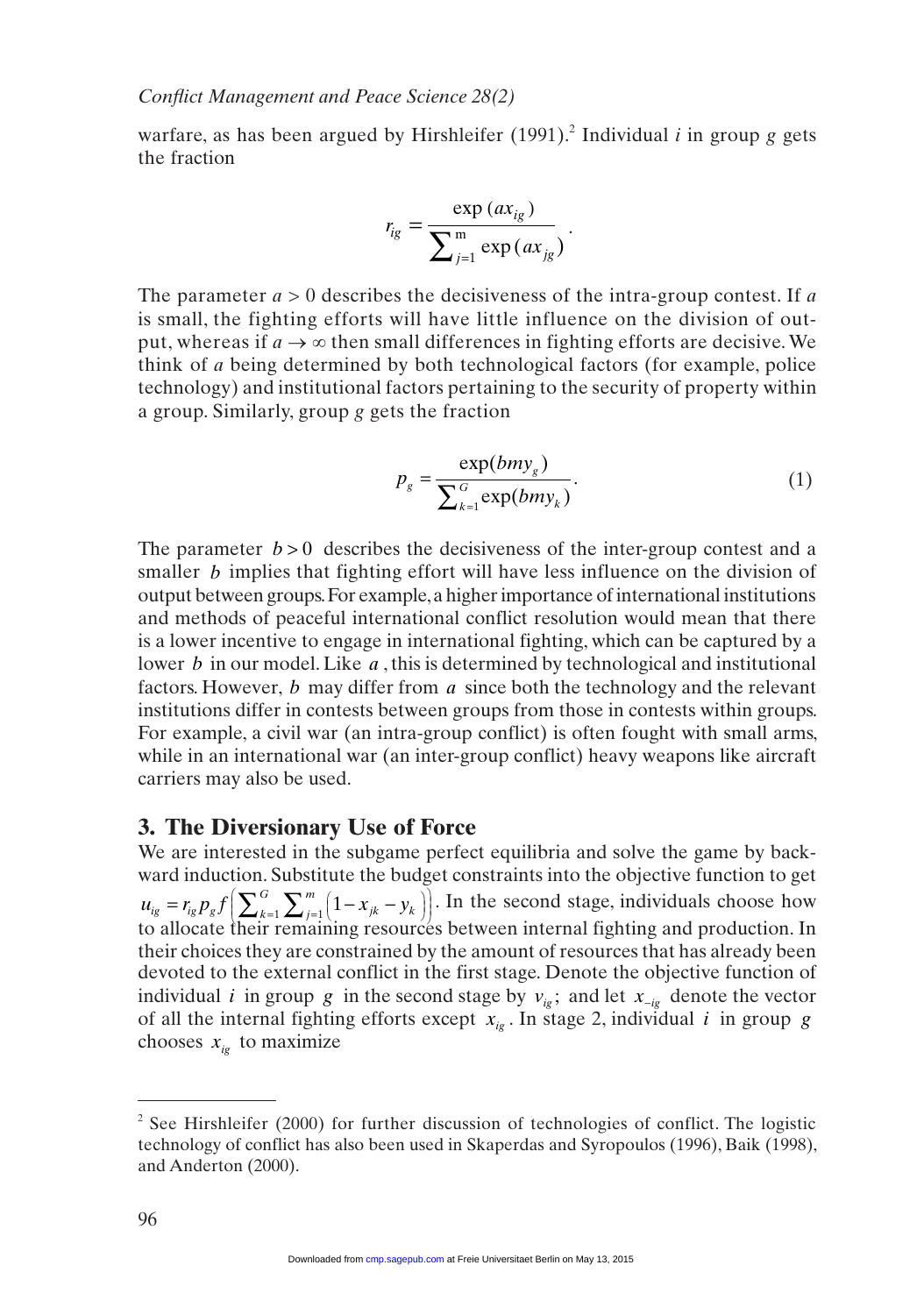warfare, as has been argued by Hirshleifer (1991).[2] Individual $i$ in group $g$ gets the fraction

$$r_{ig} = \frac{\exp(ax_{ig})}{\sum_{j=1}^{m} \exp(ax_{jg})}.$$

The parameter $a > 0$ describes the decisiveness of the intra-group contest. If $a$ is small, the fighting efforts will have little influence on the division of output, whereas if $a \to \infty$ then small differences in fighting efforts are decisive. We think of $a$ being determined by both technological factors (for example, police technology) and institutional factors pertaining to the security of property within a group. Similarly, group $g$ gets the fraction

$$p_g = \frac{\exp(bmy_g)}{\sum_{k=1}^{G} \exp(bmy_k)}. \tag{1}$$

The parameter $b > 0$ describes the decisiveness of the inter-group contest and a smaller $b$ implies that fighting effort will have less influence on the division of output between groups. For example, a higher importance of international institutions and methods of peaceful international conflict resolution would mean that there is a lower incentive to engage in international fighting, which can be captured by a lower $b$ in our model. Like $a$, this is determined by technological and institutional factors. However, $b$ may differ from $a$ since both the technology and the relevant institutions differ in contests between groups from those in contests within groups. For example, a civil war (an intra-group conflict) is often fought with small arms, while in an international war (an inter-group conflict) heavy weapons like aircraft carriers may also be used.

## 3. The Diversionary Use of Force

We are interested in the subgame perfect equilibria and solve the game by backward induction. Substitute the budget constraints into the objective function to get $u_{ig} = r_{ig} p_g f\left(\sum_{k=1}^{G} \sum_{j=1}^{m} \left(1 - x_{jk} - y_k\right)\right)$. In the second stage, individuals choose how to allocate their remaining resources between internal fighting and production. In their choices they are constrained by the amount of resources that has already been devoted to the external conflict in the first stage. Denote the objective function of individual $i$ in group $g$ in the second stage by $v_{ig}$; and let $x_{-ig}$ denote the vector of all the internal fighting efforts except $x_{ig}$. In stage 2, individual $i$ in group $g$ chooses $x_{ig}$ to maximize

---

[2] See Hirshleifer (2000) for further discussion of technologies of conflict. The logistic technology of conflict has also been used in Skaperdas and Syropoulos (1996), Baik (1998), and Anderton (2000).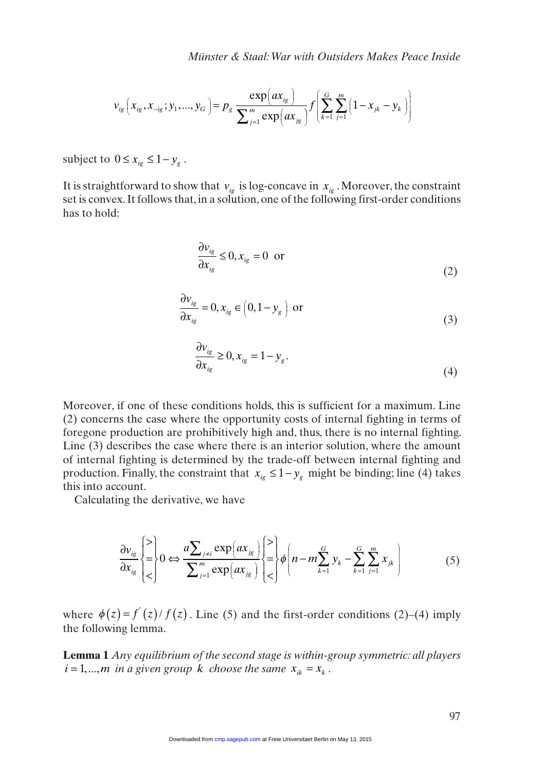$$v_{ig}\left(x_{ig},x_{-ig};y_1,...,y_G\right)=p_g\frac{\exp\left(ax_{ig}\right)}{\sum_{j=1}^{m}\exp\left(ax_{jg}\right)}f\left(\sum_{k=1}^{G}\sum_{j=1}^{m}\left(1-x_{jk}-y_k\right)\right)$$

subject to $0\leq x_{ig}\leq 1-y_g$.

It is straightforward to show that $v_{ig}$ is log-concave in $x_{ig}$. Moreover, the constraint set is convex. It follows that, in a solution, one of the following first-order conditions has to hold:

$$\frac{\partial v_{ig}}{\partial x_{ig}}\leq 0, x_{ig}=0 \text{ or} \tag{2}$$

$$\frac{\partial v_{ig}}{\partial x_{ig}}=0, x_{ig}\in\left(0,1-y_g\right) \text{ or} \tag{3}$$

$$\frac{\partial v_{ig}}{\partial x_{ig}}\geq 0, x_{ig}=1-y_g. \tag{4}$$

Moreover, if one of these conditions holds, this is sufficient for a maximum. Line (2) concerns the case where the opportunity costs of internal fighting in terms of foregone production are prohibitively high and, thus, there is no internal fighting. Line (3) describes the case where there is an interior solution, where the amount of internal fighting is determined by the trade-off between internal fighting and production. Finally, the constraint that $x_{ig}\leq 1-y_g$ might be binding; line (4) takes this into account.

Calculating the derivative, we have

$$\frac{\partial v_{ig}}{\partial x_{ig}}\begin{Bmatrix}>\\=\\<\end{Bmatrix}0\Leftrightarrow\frac{a\sum_{j\neq i}\exp\left(ax_{jg}\right)}{\sum_{j=1}^{m}\exp\left(ax_{jg}\right)}\begin{Bmatrix}>\\=\\<\end{Bmatrix}\phi\left(n-m\sum_{k=1}^{G}y_k-\sum_{k=1}^{G}\sum_{j=1}^{m}x_{jk}\right) \tag{5}$$

where $\phi(z)=f'(z)/f(z)$. Line (5) and the first-order conditions (2)–(4) imply the following lemma.

**Lemma 1** *Any equilibrium of the second stage is within-group symmetric: all players $i=1,...,m$ in a given group $k$ choose the same $x_{ik}=x_k$.*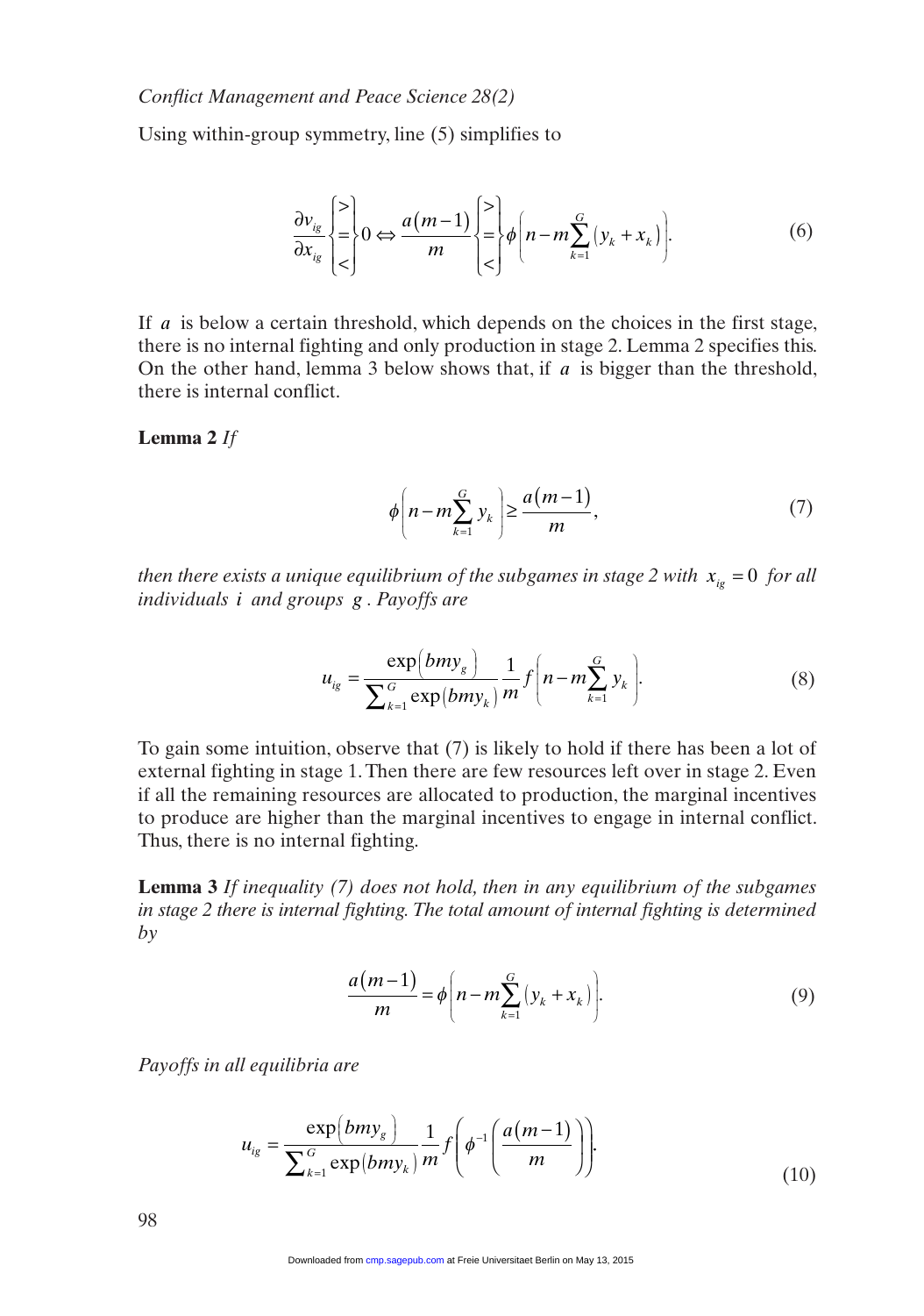Using within-group symmetry, line (5) simplifies to

$$\frac{\partial v_{ig}}{\partial x_{ig}} \begin{Bmatrix} > \\ = \\ < \end{Bmatrix} 0 \Leftrightarrow \frac{a(m-1)}{m} \begin{Bmatrix} > \\ = \\ < \end{Bmatrix} \phi\left(n - m\sum_{k=1}^{G}(y_k + x_k)\right). \tag{6}$$

If $a$ is below a certain threshold, which depends on the choices in the first stage, there is no internal fighting and only production in stage 2. Lemma 2 specifies this. On the other hand, lemma 3 below shows that, if $a$ is bigger than the threshold, there is internal conflict.

**Lemma 2** *If*

$$\phi\left(n - m\sum_{k=1}^{G} y_k\right) \geq \frac{a(m-1)}{m}, \tag{7}$$

*then there exists a unique equilibrium of the subgames in stage 2 with $x_{ig} = 0$ for all individuals $i$ and groups $g$. Payoffs are*

$$u_{ig} = \frac{\exp(bmy_g)}{\sum_{k=1}^{G} \exp(bmy_k)} \frac{1}{m} f\left(n - m\sum_{k=1}^{G} y_k\right). \tag{8}$$

To gain some intuition, observe that (7) is likely to hold if there has been a lot of external fighting in stage 1. Then there are few resources left over in stage 2. Even if all the remaining resources are allocated to production, the marginal incentives to produce are higher than the marginal incentives to engage in internal conflict. Thus, there is no internal fighting.

**Lemma 3** *If inequality (7) does not hold, then in any equilibrium of the subgames in stage 2 there is internal fighting. The total amount of internal fighting is determined by*

$$\frac{a(m-1)}{m} = \phi\left(n - m\sum_{k=1}^{G}(y_k + x_k)\right). \tag{9}$$

*Payoffs in all equilibria are*

$$u_{ig} = \frac{\exp(bmy_g)}{\sum_{k=1}^{G} \exp(bmy_k)} \frac{1}{m} f\left(\phi^{-1}\left(\frac{a(m-1)}{m}\right)\right). \tag{10}$$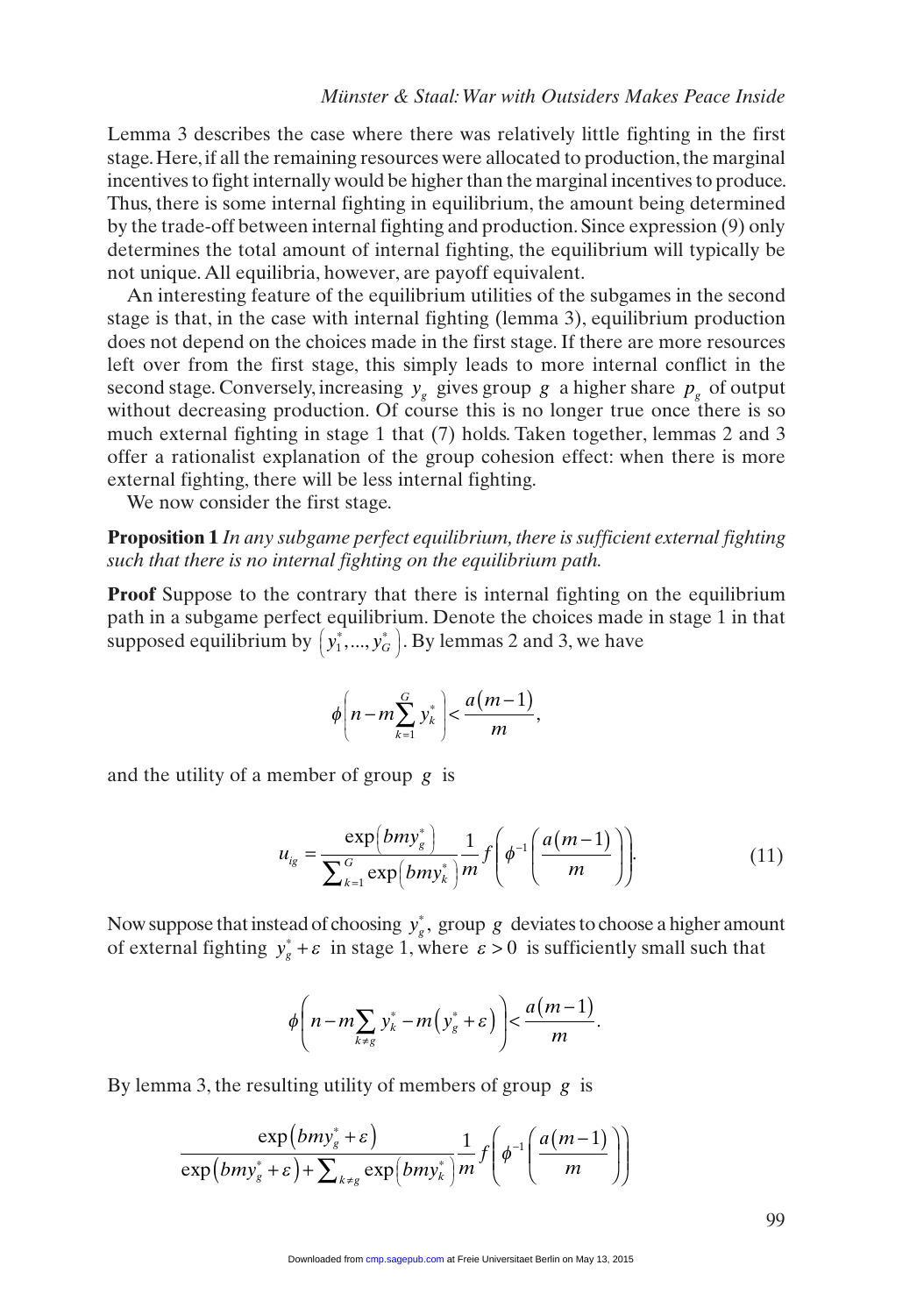Lemma 3 describes the case where there was relatively little fighting in the first stage. Here, if all the remaining resources were allocated to production, the marginal incentives to fight internally would be higher than the marginal incentives to produce. Thus, there is some internal fighting in equilibrium, the amount being determined by the trade-off between internal fighting and production. Since expression (9) only determines the total amount of internal fighting, the equilibrium will typically be not unique. All equilibria, however, are payoff equivalent.

An interesting feature of the equilibrium utilities of the subgames in the second stage is that, in the case with internal fighting (lemma 3), equilibrium production does not depend on the choices made in the first stage. If there are more resources left over from the first stage, this simply leads to more internal conflict in the second stage. Conversely, increasing $y_g$ gives group $g$ a higher share $p_g$ of output without decreasing production. Of course this is no longer true once there is so much external fighting in stage 1 that (7) holds. Taken together, lemmas 2 and 3 offer a rationalist explanation of the group cohesion effect: when there is more external fighting, there will be less internal fighting.

We now consider the first stage.

**Proposition 1** *In any subgame perfect equilibrium, there is sufficient external fighting such that there is no internal fighting on the equilibrium path.*

**Proof** Suppose to the contrary that there is internal fighting on the equilibrium path in a subgame perfect equilibrium. Denote the choices made in stage 1 in that supposed equilibrium by $\left(y_1^*, \ldots, y_G^*\right)$. By lemmas 2 and 3, we have

$$\phi\left(n - m\sum_{k=1}^{G} y_k^*\right) < \frac{a(m-1)}{m},$$

and the utility of a member of group $g$ is

$$u_{ig} = \frac{\exp\left(bmy_g^*\right)}{\sum_{k=1}^{G}\exp\left(bmy_k^*\right)} \frac{1}{m} f\left(\phi^{-1}\left(\frac{a(m-1)}{m}\right)\right). \tag{11}$$

Now suppose that instead of choosing $y_g^*$, group $g$ deviates to choose a higher amount of external fighting $y_g^* + \varepsilon$ in stage 1, where $\varepsilon > 0$ is sufficiently small such that

$$\phi\left(n - m\sum_{k \neq g} y_k^* - m\left(y_g^* + \varepsilon\right)\right) < \frac{a(m-1)}{m}.$$

By lemma 3, the resulting utility of members of group $g$ is

$$\frac{\exp\left(bmy_g^* + \varepsilon\right)}{\exp\left(bmy_g^* + \varepsilon\right) + \sum_{k \neq g}\exp\left(bmy_k^*\right)} \frac{1}{m} f\left(\phi^{-1}\left(\frac{a(m-1)}{m}\right)\right)$$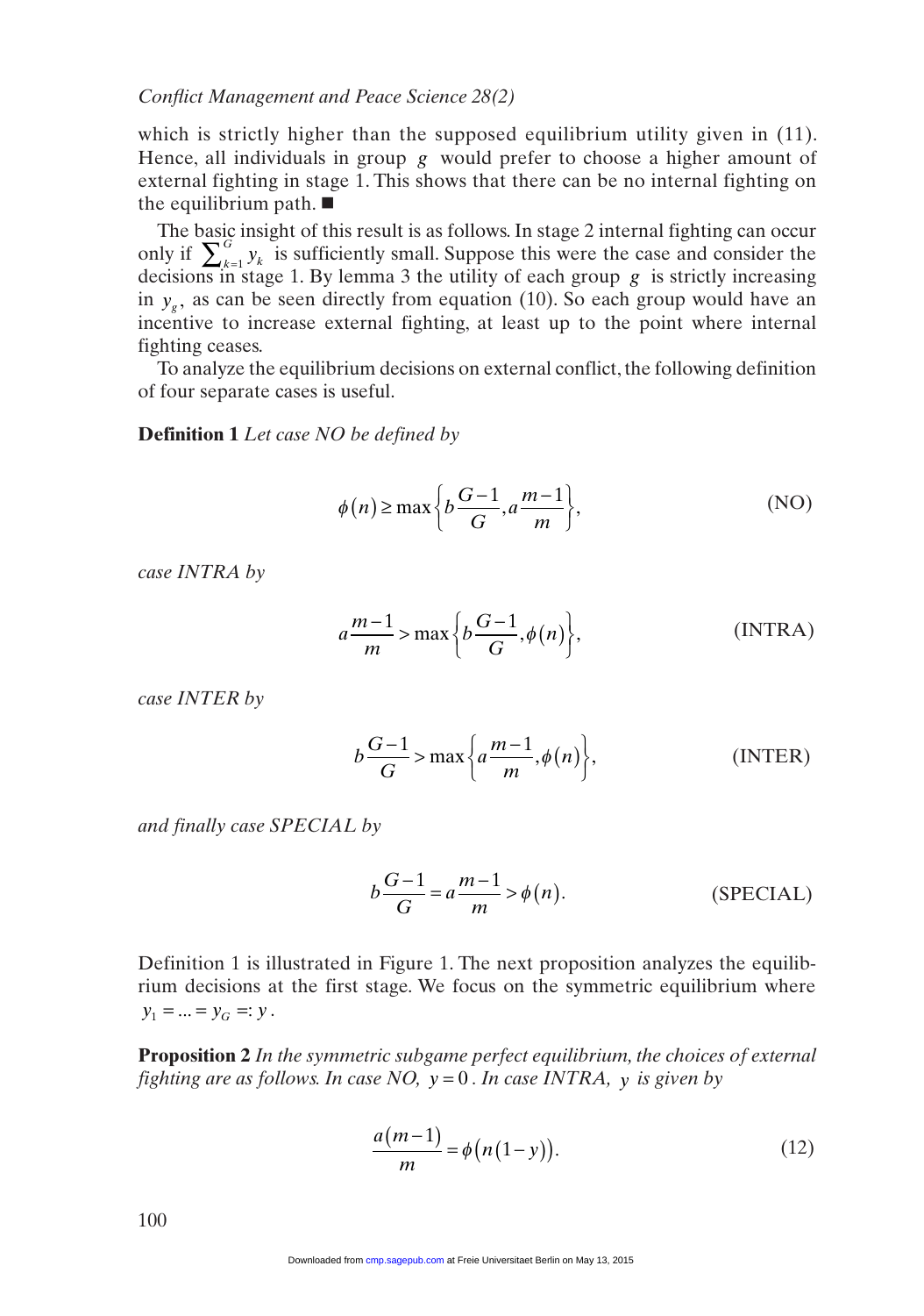which is strictly higher than the supposed equilibrium utility given in (11). Hence, all individuals in group $g$ would prefer to choose a higher amount of external fighting in stage 1. This shows that there can be no internal fighting on the equilibrium path. ■

The basic insight of this result is as follows. In stage 2 internal fighting can occur only if $\sum_{k=1}^{G} y_k$ is sufficiently small. Suppose this were the case and consider the decisions in stage 1. By lemma 3 the utility of each group $g$ is strictly increasing in $y_g$, as can be seen directly from equation (10). So each group would have an incentive to increase external fighting, at least up to the point where internal fighting ceases.

To analyze the equilibrium decisions on external conflict, the following definition of four separate cases is useful.

**Definition 1** *Let case NO be defined by*

$$\phi(n) \geq \max\left\{b\frac{G-1}{G}, a\frac{m-1}{m}\right\}, \tag{NO}$$

*case INTRA by*

$$a\frac{m-1}{m} > \max\left\{b\frac{G-1}{G}, \phi(n)\right\}, \tag{INTRA}$$

*case INTER by*

$$b\frac{G-1}{G} > \max\left\{a\frac{m-1}{m}, \phi(n)\right\}, \tag{INTER}$$

*and finally case SPECIAL by*

$$b\frac{G-1}{G} = a\frac{m-1}{m} > \phi(n). \tag{SPECIAL}$$

Definition 1 is illustrated in Figure 1. The next proposition analyzes the equilibrium decisions at the first stage. We focus on the symmetric equilibrium where $y_1 = ... = y_G =: y$.

**Proposition 2** *In the symmetric subgame perfect equilibrium, the choices of external fighting are as follows. In case NO, $y = 0$. In case INTRA, $y$ is given by*

$$\frac{a(m-1)}{m} = \phi(n(1-y)). \tag{12}$$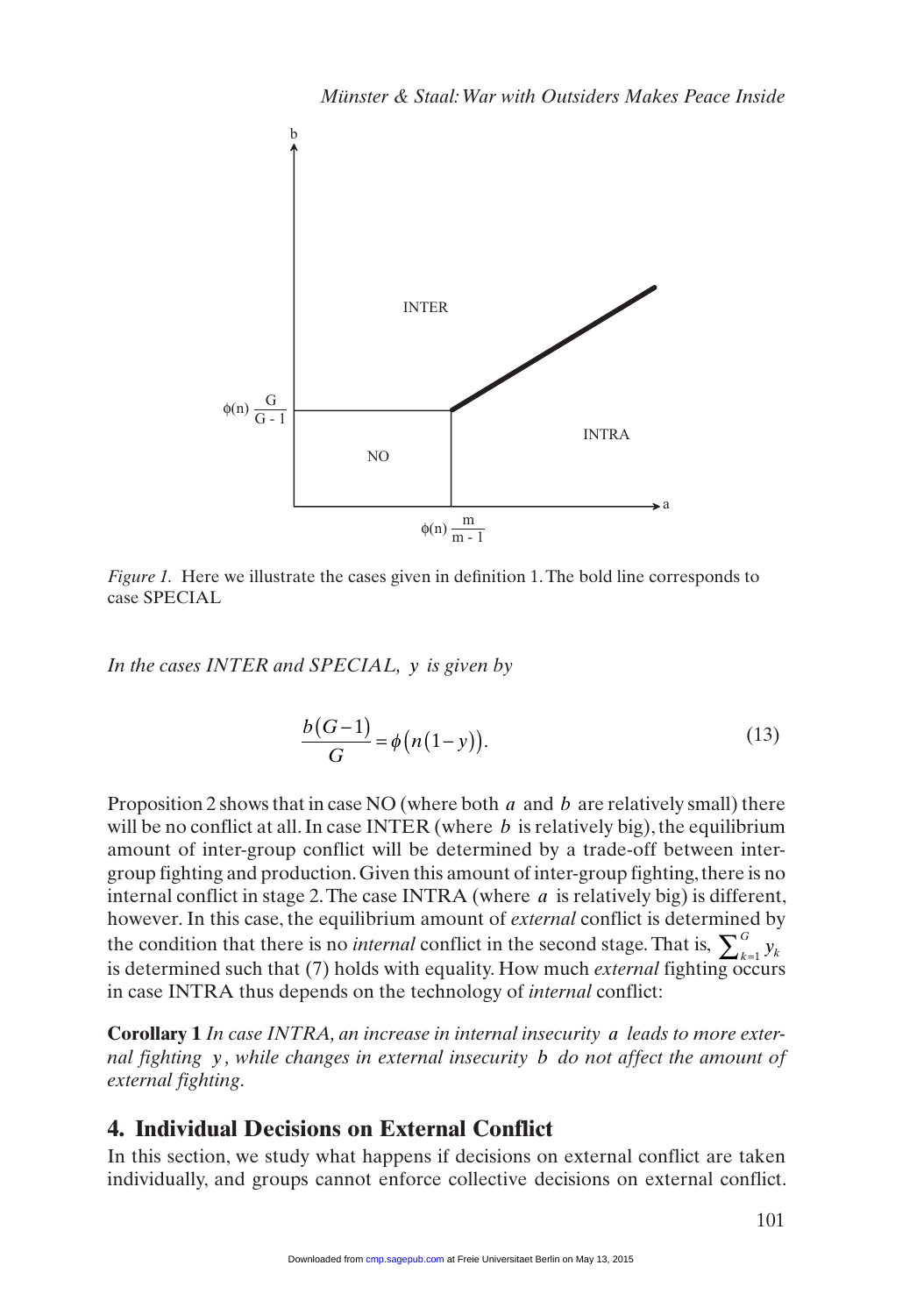*Figure 1.* Here we illustrate the cases given in definition 1. The bold line corresponds to case SPECIAL

*In the cases INTER and SPECIAL, $y$ is given by*

$$\frac{b(G-1)}{G} = \phi\left(n(1-y)\right). \tag{13}$$

Proposition 2 shows that in case NO (where both $a$ and $b$ are relatively small) there will be no conflict at all. In case INTER (where $b$ is relatively big), the equilibrium amount of inter-group conflict will be determined by a trade-off between inter-group fighting and production. Given this amount of inter-group fighting, there is no internal conflict in stage 2. The case INTRA (where $a$ is relatively big) is different, however. In this case, the equilibrium amount of *external* conflict is determined by the condition that there is no *internal* conflict in the second stage. That is, $\sum_{k=1}^{G} y_k$ is determined such that (7) holds with equality. How much *external* fighting occurs in case INTRA thus depends on the technology of *internal* conflict:

**Corollary 1** *In case INTRA, an increase in internal insecurity $a$ leads to more external fighting $y$, while changes in external insecurity $b$ do not affect the amount of external fighting.*

## 4. Individual Decisions on External Conflict

In this section, we study what happens if decisions on external conflict are taken individually, and groups cannot enforce collective decisions on external conflict.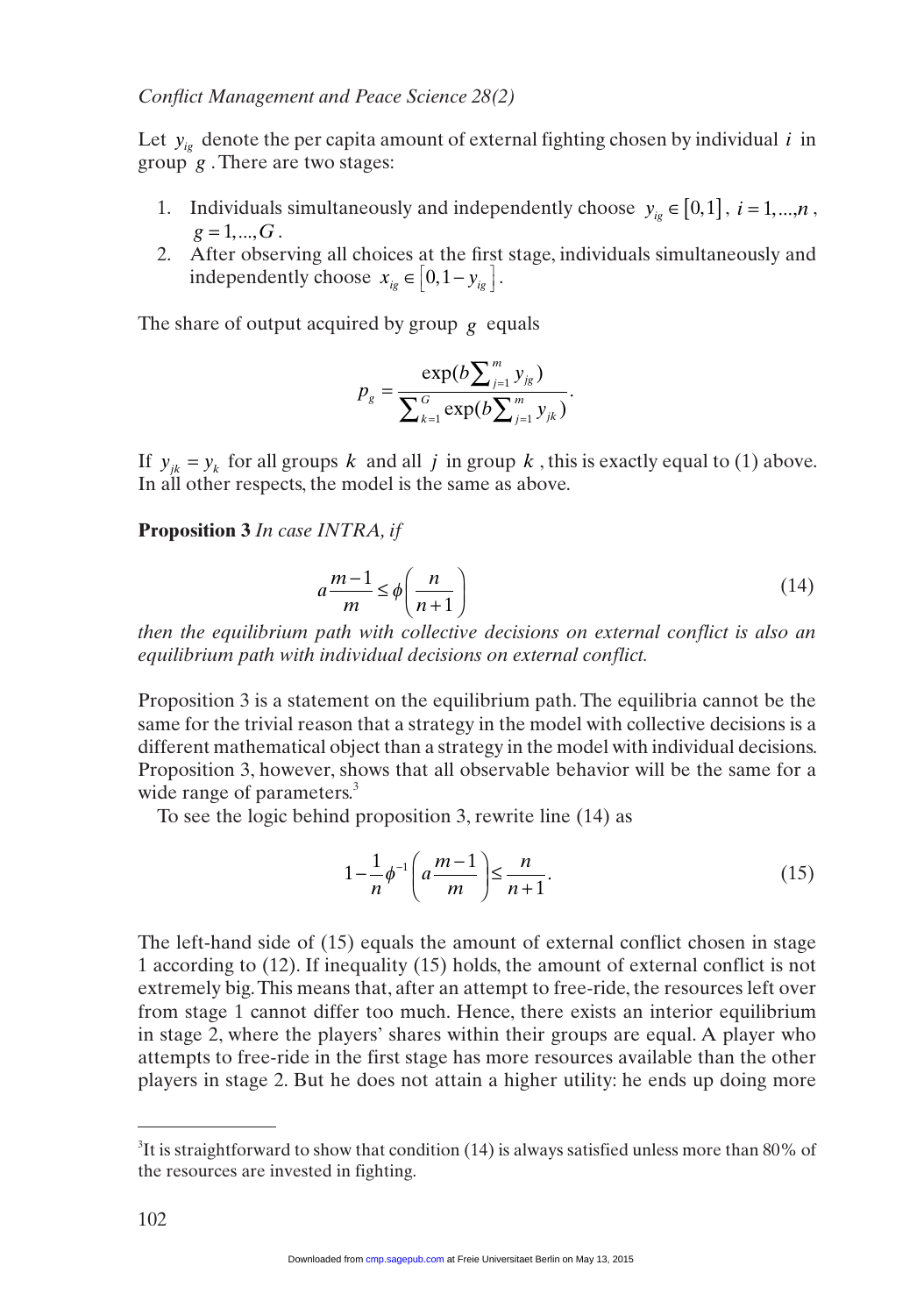Let $y_{ig}$ denote the per capita amount of external fighting chosen by individual $i$ in group $g$. There are two stages:

1. Individuals simultaneously and independently choose $y_{ig} \in [0,1]$, $i = 1,...,n$, $g = 1,...,G$.
2. After observing all choices at the first stage, individuals simultaneously and independently choose $x_{ig} \in [0, 1 - y_{ig}]$.

The share of output acquired by group $g$ equals

$$p_g = \frac{\exp(b\sum_{j=1}^{m} y_{jg})}{\sum_{k=1}^{G} \exp(b\sum_{j=1}^{m} y_{jk})}.$$

If $y_{jk} = y_k$ for all groups $k$ and all $j$ in group $k$, this is exactly equal to (1) above. In all other respects, the model is the same as above.

**Proposition 3** *In case INTRA, if*

$$a\frac{m-1}{m} \leq \phi\left(\frac{n}{n+1}\right) \tag{14}$$

*then the equilibrium path with collective decisions on external conflict is also an equilibrium path with individual decisions on external conflict.*

Proposition 3 is a statement on the equilibrium path. The equilibria cannot be the same for the trivial reason that a strategy in the model with collective decisions is a different mathematical object than a strategy in the model with individual decisions. Proposition 3, however, shows that all observable behavior will be the same for a wide range of parameters.[3]

To see the logic behind proposition 3, rewrite line (14) as

$$1 - \frac{1}{n}\phi^{-1}\left(a\frac{m-1}{m}\right) \leq \frac{n}{n+1}. \tag{15}$$

The left-hand side of (15) equals the amount of external conflict chosen in stage 1 according to (12). If inequality (15) holds, the amount of external conflict is not extremely big. This means that, after an attempt to free-ride, the resources left over from stage 1 cannot differ too much. Hence, there exists an interior equilibrium in stage 2, where the players' shares within their groups are equal. A player who attempts to free-ride in the first stage has more resources available than the other players in stage 2. But he does not attain a higher utility: he ends up doing more

[3] It is straightforward to show that condition (14) is always satisfied unless more than 80% of the resources are invested in fighting.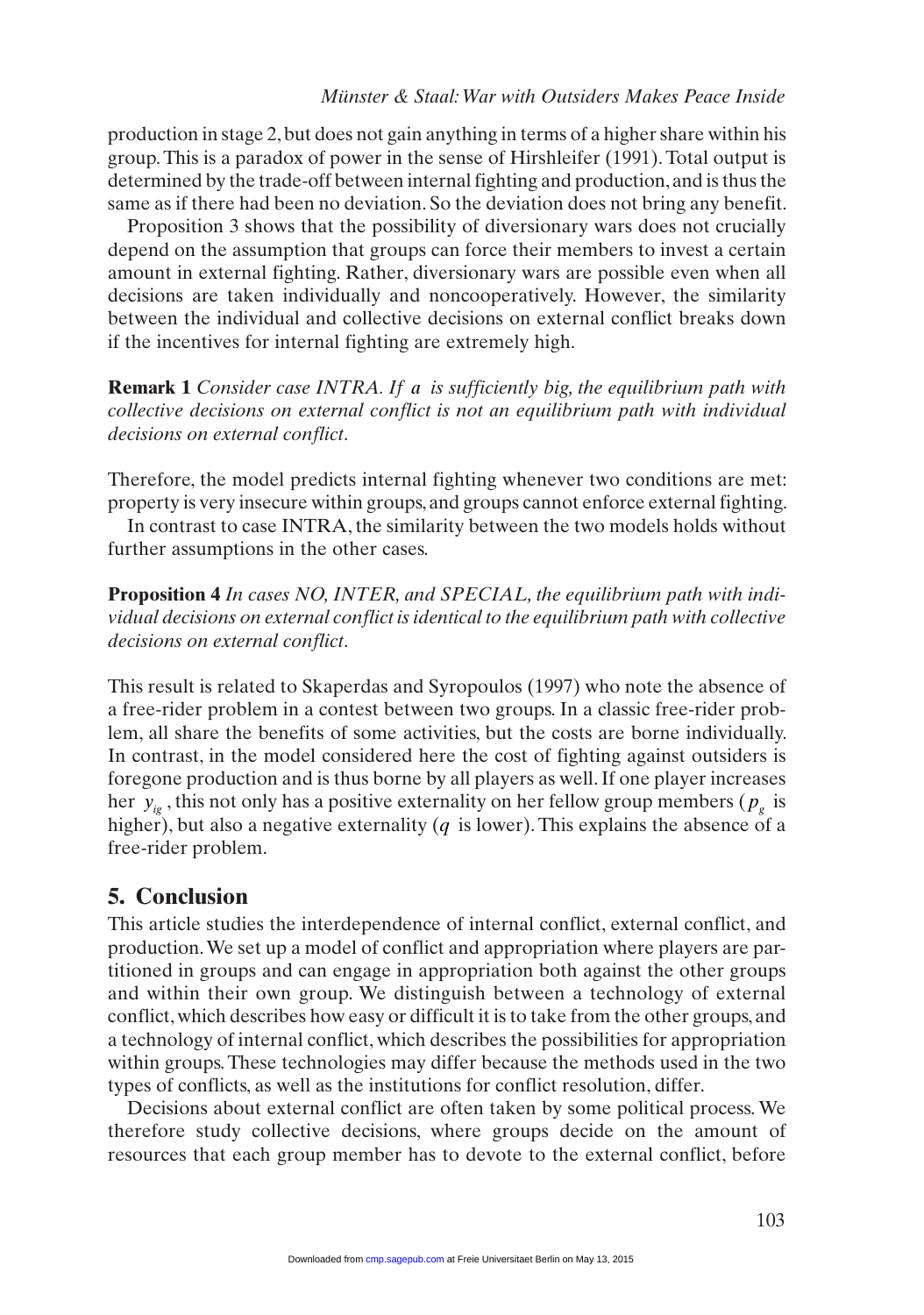production in stage 2, but does not gain anything in terms of a higher share within his group. This is a paradox of power in the sense of Hirshleifer (1991). Total output is determined by the trade-off between internal fighting and production, and is thus the same as if there had been no deviation. So the deviation does not bring any benefit.

Proposition 3 shows that the possibility of diversionary wars does not crucially depend on the assumption that groups can force their members to invest a certain amount in external fighting. Rather, diversionary wars are possible even when all decisions are taken individually and noncooperatively. However, the similarity between the individual and collective decisions on external conflict breaks down if the incentives for internal fighting are extremely high.

**Remark 1** *Consider case INTRA. If $a$ is sufficiently big, the equilibrium path with collective decisions on external conflict is not an equilibrium path with individual decisions on external conflict.*

Therefore, the model predicts internal fighting whenever two conditions are met: property is very insecure within groups, and groups cannot enforce external fighting.

In contrast to case INTRA, the similarity between the two models holds without further assumptions in the other cases.

**Proposition 4** *In cases NO, INTER, and SPECIAL, the equilibrium path with individual decisions on external conflict is identical to the equilibrium path with collective decisions on external conflict.*

This result is related to Skaperdas and Syropoulos (1997) who note the absence of a free-rider problem in a contest between two groups. In a classic free-rider problem, all share the benefits of some activities, but the costs are borne individually. In contrast, in the model considered here the cost of fighting against outsiders is foregone production and is thus borne by all players as well. If one player increases her $y_{ig}$, this not only has a positive externality on her fellow group members ($p_g$ is higher), but also a negative externality ($q$ is lower). This explains the absence of a free-rider problem.

## 5. Conclusion

This article studies the interdependence of internal conflict, external conflict, and production. We set up a model of conflict and appropriation where players are partitioned in groups and can engage in appropriation both against the other groups and within their own group. We distinguish between a technology of external conflict, which describes how easy or difficult it is to take from the other groups, and a technology of internal conflict, which describes the possibilities for appropriation within groups. These technologies may differ because the methods used in the two types of conflicts, as well as the institutions for conflict resolution, differ.

Decisions about external conflict are often taken by some political process. We therefore study collective decisions, where groups decide on the amount of resources that each group member has to devote to the external conflict, before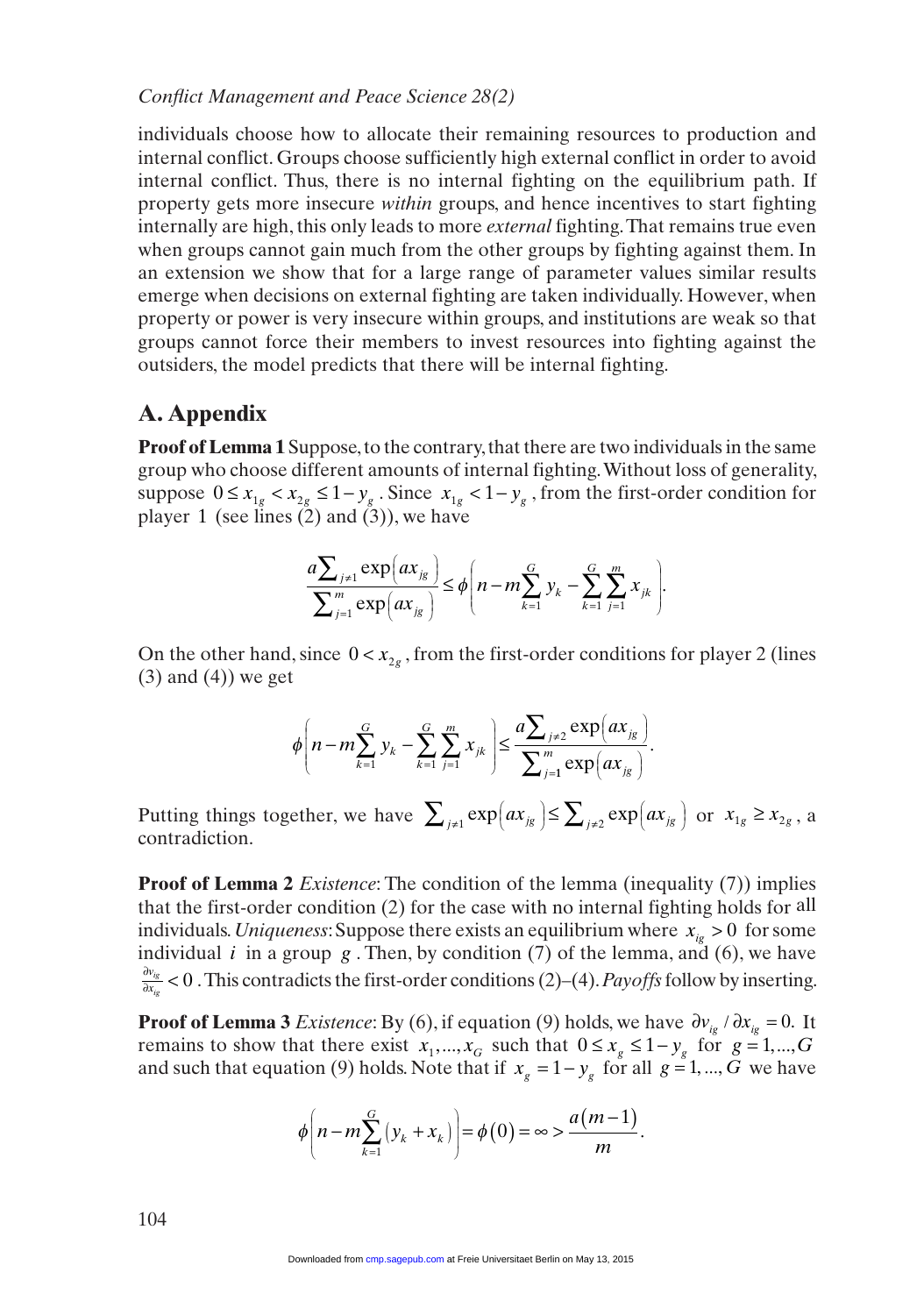individuals choose how to allocate their remaining resources to production and internal conflict. Groups choose sufficiently high external conflict in order to avoid internal conflict. Thus, there is no internal fighting on the equilibrium path. If property gets more insecure *within* groups, and hence incentives to start fighting internally are high, this only leads to more *external* fighting. That remains true even when groups cannot gain much from the other groups by fighting against them. In an extension we show that for a large range of parameter values similar results emerge when decisions on external fighting are taken individually. However, when property or power is very insecure within groups, and institutions are weak so that groups cannot force their members to invest resources into fighting against the outsiders, the model predicts that there will be internal fighting.

## A. Appendix

**Proof of Lemma 1** Suppose, to the contrary, that there are two individuals in the same group who choose different amounts of internal fighting. Without loss of generality, suppose $0 \leq x_{1g} < x_{2g} \leq 1 - y_g$. Since $x_{1g} < 1 - y_g$, from the first-order condition for player 1 (see lines (2) and (3)), we have

$$\frac{a\sum_{j \neq 1} \exp\left(ax_{jg}\right)}{\sum_{j=1}^{m} \exp\left(ax_{jg}\right)} \leq \phi\left(n - m\sum_{k=1}^{G} y_k - \sum_{k=1}^{G}\sum_{j=1}^{m} x_{jk}\right).$$

On the other hand, since $0 < x_{2g}$, from the first-order conditions for player 2 (lines (3) and (4)) we get

$$\phi\left(n - m\sum_{k=1}^{G} y_k - \sum_{k=1}^{G}\sum_{j=1}^{m} x_{jk}\right) \leq \frac{a\sum_{j \neq 2} \exp\left(ax_{jg}\right)}{\sum_{j=1}^{m} \exp\left(ax_{jg}\right)}.$$

Putting things together, we have $\sum_{j \neq 1} \exp\left(ax_{jg}\right) \leq \sum_{j \neq 2} \exp\left(ax_{jg}\right)$ or $x_{1g} \geq x_{2g}$, a contradiction.

**Proof of Lemma 2** *Existence*: The condition of the lemma (inequality (7)) implies that the first-order condition (2) for the case with no internal fighting holds for all individuals. *Uniqueness*: Suppose there exists an equilibrium where $x_{ig} > 0$ for some individual $i$ in a group $g$. Then, by condition (7) of the lemma, and (6), we have $\frac{\partial v_{ig}}{\partial x_{ig}} < 0$. This contradicts the first-order conditions (2)–(4). *Payoffs* follow by inserting.

**Proof of Lemma 3** *Existence*: By (6), if equation (9) holds, we have $\partial v_{ig} / \partial x_{ig} = 0$. It remains to show that there exist $x_1, \ldots, x_G$ such that $0 \leq x_g \leq 1 - y_g$ for $g = 1, \ldots, G$ and such that equation (9) holds. Note that if $x_g = 1 - y_g$ for all $g = 1, \ldots, G$ we have

$$\phi\left(n - m\sum_{k=1}^{G}\left(y_k + x_k\right)\right) = \phi(0) = \infty > \frac{a(m-1)}{m}.$$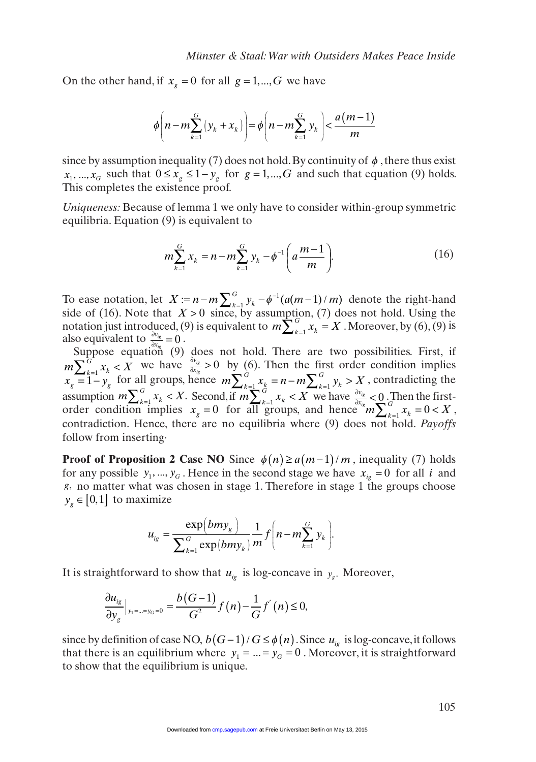On the other hand, if $x_g = 0$ for all $g = 1, ..., G$ we have

$$\phi\left(n - m\sum_{k=1}^{G}\left(y_k + x_k\right)\right) = \phi\left(n - m\sum_{k=1}^{G} y_k\right) < \frac{a(m-1)}{m}$$

since by assumption inequality (7) does not hold. By continuity of $\phi$, there thus exist $x_1, ..., x_G$ such that $0 \leq x_g \leq 1 - y_g$ for $g = 1, ..., G$ and such that equation (9) holds. This completes the existence proof.

*Uniqueness:* Because of lemma 1 we only have to consider within-group symmetric equilibria. Equation (9) is equivalent to

$$m\sum_{k=1}^{G} x_k = n - m\sum_{k=1}^{G} y_k - \phi^{-1}\left(a\frac{m-1}{m}\right). \tag{16}$$

To ease notation, let $X := n - m\sum_{k=1}^{G} y_k - \phi^{-1}(a(m-1)/m)$ denote the right-hand side of (16). Note that $X > 0$ since, by assumption, (7) does not hold. Using the notation just introduced, (9) is equivalent to $m\sum_{k=1}^{G} x_k = X$. Moreover, by (6), (9) is also equivalent to $\frac{\partial v_{ig}}{\partial x_{ig}} = 0$.

Suppose equation (9) does not hold. There are two possibilities. First, if $m\sum_{k=1}^{G} x_k < X$ we have $\frac{\partial v_{ig}}{\partial x_{ig}} > 0$ by (6). Then the first order condition implies $x_g = 1 - y_g$ for all groups, hence $m\sum_{k=1}^{G} x_k = n - m\sum_{k=1}^{G} y_k > X$, contradicting the assumption $m\sum_{k=1}^{G} x_k < X$. Second, if $m\sum_{k=1}^{G} x_k < X$ we have $\frac{\partial v_{ig}}{\partial x_{ig}} < 0$. Then the first-order condition implies $x_g = 0$ for all groups, and hence $m\sum_{k=1}^{G} x_k = 0 < X$, contradiction. Hence, there are no equilibria where (9) does not hold. *Payoffs* follow from inserting·

**Proof of Proposition 2 Case NO** Since $\phi(n) \geq a(m-1)/m$, inequality (7) holds for any possible $y_1, ..., y_G$. Hence in the second stage we have $x_{ig} = 0$ for all $i$ and $g$, no matter what was chosen in stage 1. Therefore in stage 1 the groups choose $y_g \in [0,1]$ to maximize

$$u_{ig} = \frac{\exp(bmy_g)}{\sum_{k=1}^{G}\exp(bmy_k)}\frac{1}{m}f\left(n - m\sum_{k=1}^{G} y_k\right).$$

It is straightforward to show that $u_{ig}$ is log-concave in $y_g$. Moreover,

$$\frac{\partial u_{ig}}{\partial y_g}\Big|_{y_1 = ... = y_G = 0} = \frac{b(G-1)}{G^2}f(n) - \frac{1}{G}f'(n) \leq 0,$$

since by definition of case NO, $b(G-1)/G \leq \phi(n)$. Since $u_{ig}$ is log-concave, it follows that there is an equilibrium where $y_1 = ... = y_G = 0$. Moreover, it is straightforward to show that the equilibrium is unique.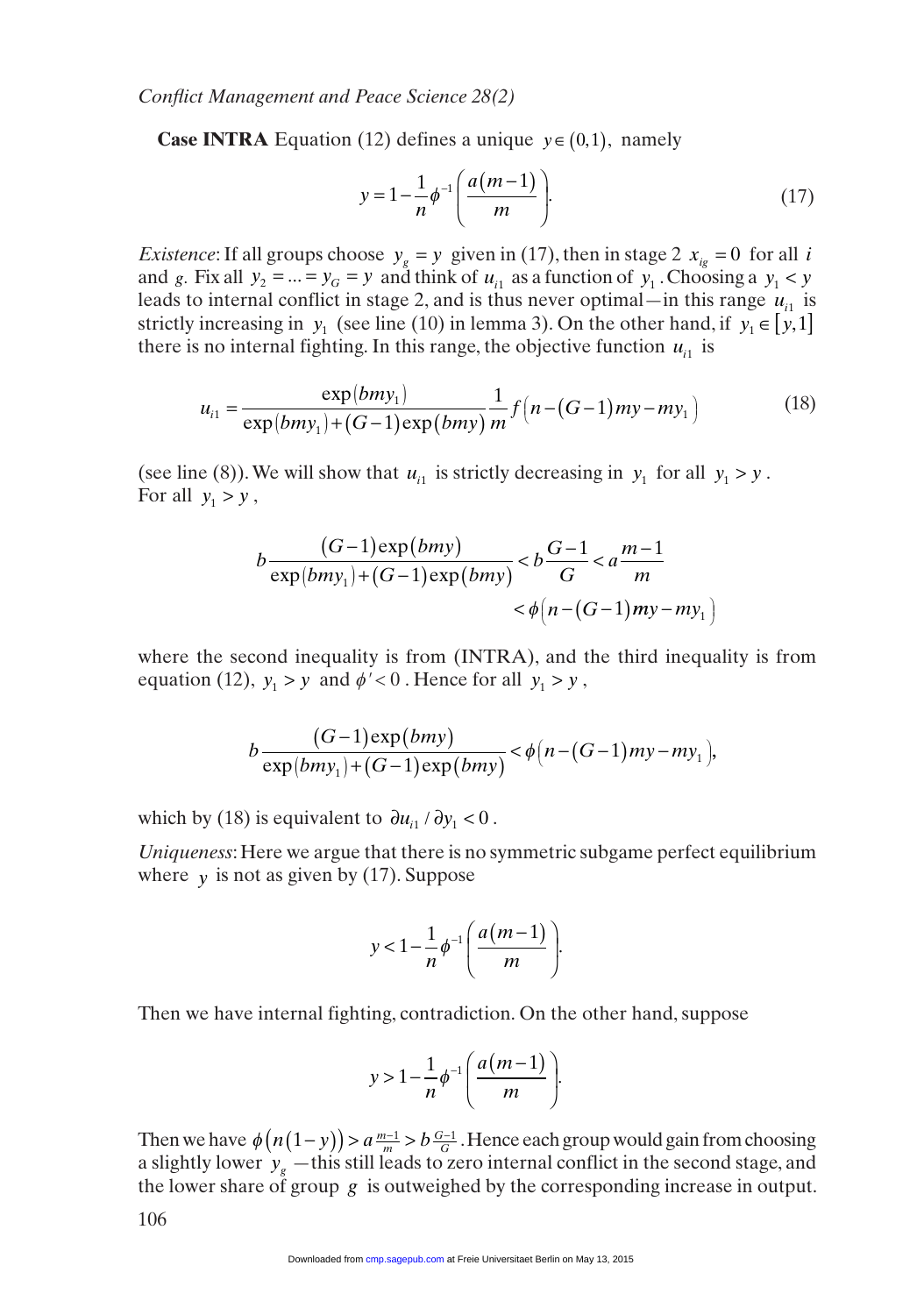**Case INTRA** Equation (12) defines a unique $y \in (0,1)$, namely

$$y = 1 - \frac{1}{n}\phi^{-1}\left(\frac{a(m-1)}{m}\right). \tag{17}$$

*Existence*: If all groups choose $y_g = y$ given in (17), then in stage 2 $x_{ig} = 0$ for all $i$ and $g$. Fix all $y_2 = ... = y_G = y$ and think of $u_{i1}$ as a function of $y_1$. Choosing a $y_1 < y$ leads to internal conflict in stage 2, and is thus never optimal—in this range $u_{i1}$ is strictly increasing in $y_1$ (see line (10) in lemma 3). On the other hand, if $y_1 \in [y,1]$ there is no internal fighting. In this range, the objective function $u_{i1}$ is

$$u_{i1} = \frac{\exp(bmy_1)}{\exp(bmy_1)+(G-1)\exp(bmy)}\frac{1}{m}f\left(n-(G-1)my-my_1\right) \tag{18}$$

(see line (8)). We will show that $u_{i1}$ is strictly decreasing in $y_1$ for all $y_1 > y$. For all $y_1 > y$,

$$b\frac{(G-1)\exp(bmy)}{\exp(bmy_1)+(G-1)\exp(bmy)} < b\frac{G-1}{G} < a\frac{m-1}{m}$$
$$< \phi\left(n-(G-1)\boldsymbol{m}y-my_1\right)$$

where the second inequality is from (INTRA), and the third inequality is from equation (12), $y_1 > y$ and $\phi' < 0$. Hence for all $y_1 > y$,

$$b\frac{(G-1)\exp(bmy)}{\exp(bmy_1)+(G-1)\exp(bmy)} < \phi\left(n-(G-1)my-my_1\right),$$

which by (18) is equivalent to $\partial u_{i1} / \partial y_1 < 0$.

*Uniqueness*: Here we argue that there is no symmetric subgame perfect equilibrium where $y$ is not as given by (17). Suppose

$$y < 1 - \frac{1}{n}\phi^{-1}\left(\frac{a(m-1)}{m}\right).$$

Then we have internal fighting, contradiction. On the other hand, suppose

$$y > 1 - \frac{1}{n}\phi^{-1}\left(\frac{a(m-1)}{m}\right).$$

Then we have $\phi\left(n(1-y)\right) > a\frac{m-1}{m} > b\frac{G-1}{G}$. Hence each group would gain from choosing a slightly lower $y_g$ —this still leads to zero internal conflict in the second stage, and the lower share of group $g$ is outweighed by the corresponding increase in output.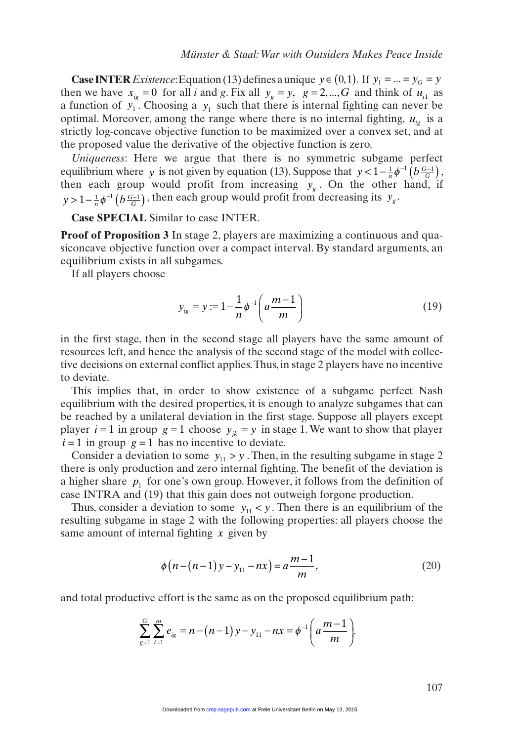**Case INTER** *Existence*: Equation (13) defines a unique $y \in (0,1)$. If $y_1 = ... = y_G = y$ then we have $x_{ig} = 0$ for all $i$ and $g$. Fix all $y_g = y$, $g = 2,...,G$ and think of $u_{i1}$ as a function of $y_1$. Choosing a $y_1$ such that there is internal fighting can never be optimal. Moreover, among the range where there is no internal fighting, $u_{ig}$ is a strictly log-concave objective function to be maximized over a convex set, and at the proposed value the derivative of the objective function is zero.

*Uniqueness*: Here we argue that there is no symmetric subgame perfect equilibrium where $y$ is not given by equation (13). Suppose that $y < 1 - \frac{1}{n}\phi^{-1}\left(b\frac{G-1}{G}\right)$, then each group would profit from increasing $y_g$. On the other hand, if $y > 1 - \frac{1}{n}\phi^{-1}\left(b\frac{G-1}{G}\right)$, then each group would profit from decreasing its $y_g$.

**Case SPECIAL** Similar to case INTER.

**Proof of Proposition 3** In stage 2, players are maximizing a continuous and quasiconcave objective function over a compact interval. By standard arguments, an equilibrium exists in all subgames.

If all players choose

$$y_{ig} = y := 1 - \frac{1}{n}\phi^{-1}\left(a\frac{m-1}{m}\right) \tag{19}$$

in the first stage, then in the second stage all players have the same amount of resources left, and hence the analysis of the second stage of the model with collective decisions on external conflict applies. Thus, in stage 2 players have no incentive to deviate.

This implies that, in order to show existence of a subgame perfect Nash equilibrium with the desired properties, it is enough to analyze subgames that can be reached by a unilateral deviation in the first stage. Suppose all players except player $i = 1$ in group $g = 1$ choose $y_{jk} = y$ in stage 1. We want to show that player $i = 1$ in group $g = 1$ has no incentive to deviate.

Consider a deviation to some $y_{11} > y$. Then, in the resulting subgame in stage 2 there is only production and zero internal fighting. The benefit of the deviation is a higher share $p_1$ for one's own group. However, it follows from the definition of case INTRA and (19) that this gain does not outweigh forgone production.

Thus, consider a deviation to some $y_{11} < y$. Then there is an equilibrium of the resulting subgame in stage 2 with the following properties: all players choose the same amount of internal fighting $x$ given by

$$\phi\left(n - (n-1)y - y_{11} - nx\right) = a\frac{m-1}{m}, \tag{20}$$

and total productive effort is the same as on the proposed equilibrium path:

$$\sum_{g=1}^{G}\sum_{i=1}^{m} e_{ig} = n - (n-1)y - y_{11} - nx = \phi^{-1}\left(a\frac{m-1}{m}\right).$$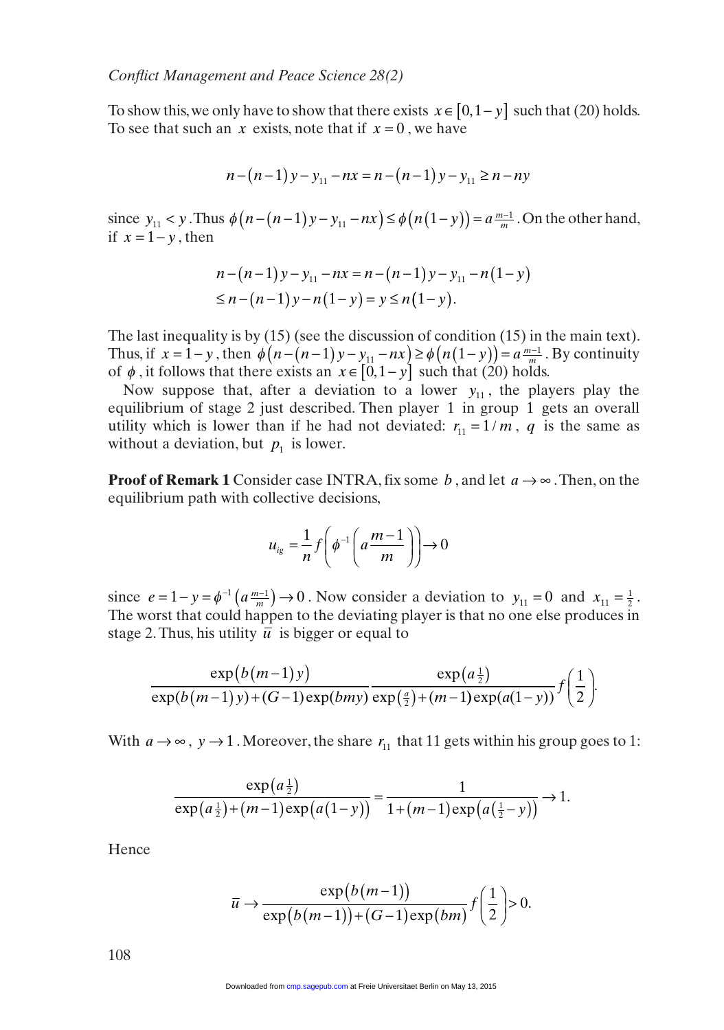To show this, we only have to show that there exists $x \in [0, 1-y]$ such that (20) holds. To see that such an $x$ exists, note that if $x = 0$, we have

$$n - (n-1)y - y_{11} - nx = n - (n-1)y - y_{11} \geq n - ny$$

since $y_{11} < y$. Thus $\phi\left(n-(n-1)y - y_{11} - nx\right) \leq \phi\left(n(1-y)\right) = a\frac{m-1}{m}$. On the other hand, if $x = 1 - y$, then

$$\begin{aligned} n - (n-1)y - y_{11} - nx &= n - (n-1)y - y_{11} - n(1-y) \\ &\leq n - (n-1)y - n(1-y) = y \leq n(1-y). \end{aligned}$$

The last inequality is by (15) (see the discussion of condition (15) in the main text). Thus, if $x = 1-y$, then $\phi\left(n-(n-1)y - y_{11} - nx\right) \geq \phi\left(n(1-y)\right) = a\frac{m-1}{m}$. By continuity of $\phi$, it follows that there exists an $x \in [0, 1-y]$ such that (20) holds.

Now suppose that, after a deviation to a lower $y_{11}$, the players play the equilibrium of stage 2 just described. Then player 1 in group 1 gets an overall utility which is lower than if he had not deviated: $r_{11} = 1/m$, $q$ is the same as without a deviation, but $p_1$ is lower.

**Proof of Remark 1** Consider case INTRA, fix some $b$, and let $a \to \infty$. Then, on the equilibrium path with collective decisions,

$$u_{ig} = \frac{1}{n} f\left(\phi^{-1}\left(a\frac{m-1}{m}\right)\right) \to 0$$

since $e = 1 - y = \phi^{-1}\left(a\frac{m-1}{m}\right) \to 0$. Now consider a deviation to $y_{11} = 0$ and $x_{11} = \frac{1}{2}$. The worst that could happen to the deviating player is that no one else produces in stage 2. Thus, his utility $\bar{u}$ is bigger or equal to

$$\frac{\exp\left(b(m-1)y\right)}{\exp(b(m-1)y) + (G-1)\exp(bmy)} \frac{\exp\left(a\frac{1}{2}\right)}{\exp\left(\frac{a}{2}\right) + (m-1)\exp(a(1-y))} f\left(\frac{1}{2}\right).$$

With $a \to \infty$, $y \to 1$. Moreover, the share $r_{11}$ that 11 gets within his group goes to 1:

$$\frac{\exp\left(a\frac{1}{2}\right)}{\exp\left(a\frac{1}{2}\right) + (m-1)\exp\left(a(1-y)\right)} = \frac{1}{1 + (m-1)\exp\left(a\left(\frac{1}{2} - y\right)\right)} \to 1.$$

Hence

$$\bar{u} \to \frac{\exp\left(b(m-1)\right)}{\exp\left(b(m-1)\right) + (G-1)\exp(bm)} f\left(\frac{1}{2}\right) > 0.$$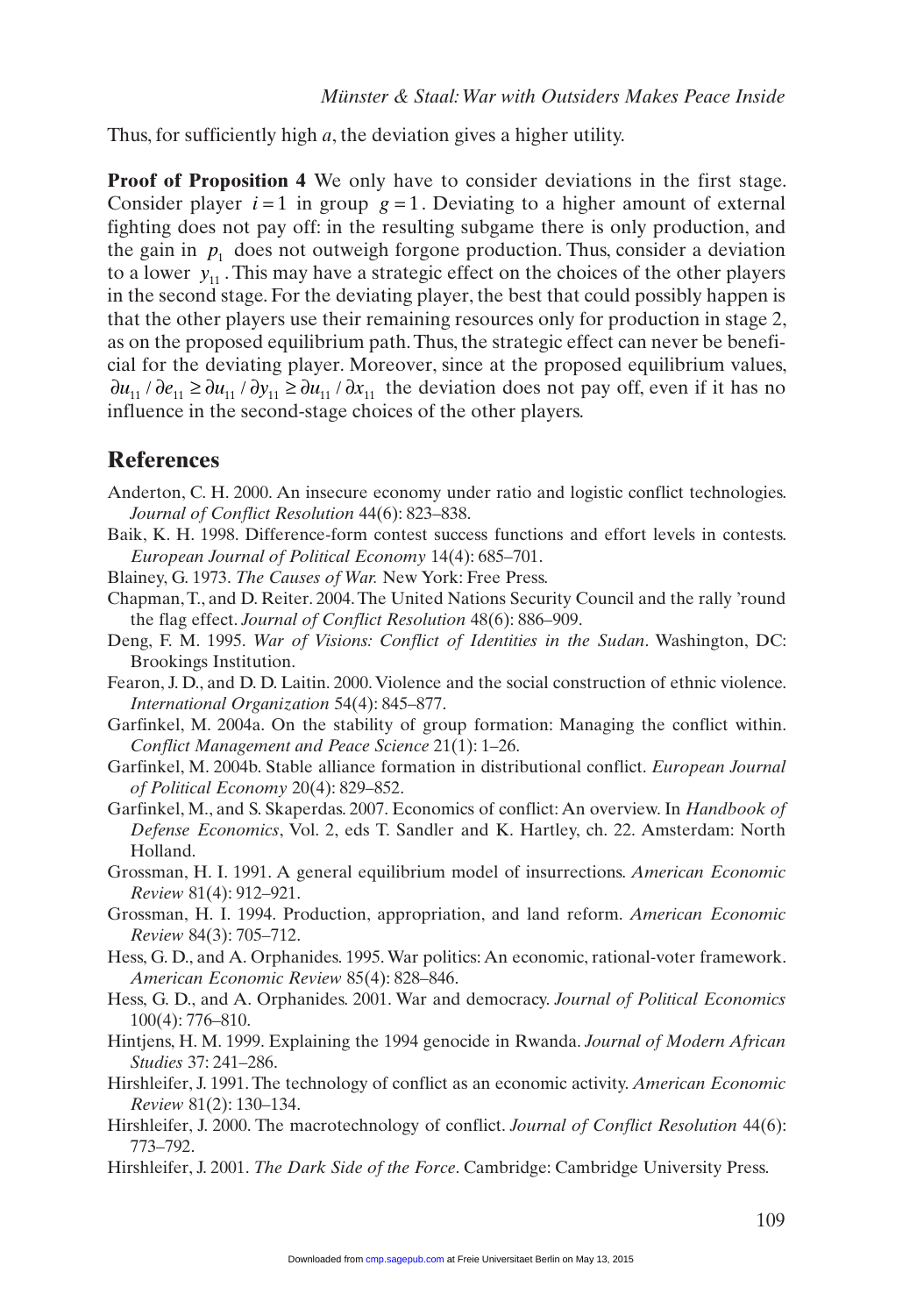Thus, for sufficiently high $a$, the deviation gives a higher utility.

**Proof of Proposition 4** We only have to consider deviations in the first stage. Consider player $i = 1$ in group $g = 1$. Deviating to a higher amount of external fighting does not pay off: in the resulting subgame there is only production, and the gain in $p_1$ does not outweigh forgone production. Thus, consider a deviation to a lower $y_{11}$. This may have a strategic effect on the choices of the other players in the second stage. For the deviating player, the best that could possibly happen is that the other players use their remaining resources only for production in stage 2, as on the proposed equilibrium path. Thus, the strategic effect can never be beneficial for the deviating player. Moreover, since at the proposed equilibrium values, $\partial u_{11} / \partial e_{11} \geq \partial u_{11} / \partial y_{11} \geq \partial u_{11} / \partial x_{11}$ the deviation does not pay off, even if it has no influence in the second-stage choices of the other players.

## References

Anderton, C. H. 2000. An insecure economy under ratio and logistic conflict technologies. *Journal of Conflict Resolution* 44(6): 823–838.

Baik, K. H. 1998. Difference-form contest success functions and effort levels in contests. *European Journal of Political Economy* 14(4): 685–701.

Blainey, G. 1973. *The Causes of War.* New York: Free Press.

Chapman, T., and D. Reiter. 2004. The United Nations Security Council and the rally 'round the flag effect. *Journal of Conflict Resolution* 48(6): 886–909.

Deng, F. M. 1995. *War of Visions: Conflict of Identities in the Sudan*. Washington, DC: Brookings Institution.

Fearon, J. D., and D. D. Laitin. 2000. Violence and the social construction of ethnic violence. *International Organization* 54(4): 845–877.

Garfinkel, M. 2004a. On the stability of group formation: Managing the conflict within. *Conflict Management and Peace Science* 21(1): 1–26.

Garfinkel, M. 2004b. Stable alliance formation in distributional conflict. *European Journal of Political Economy* 20(4): 829–852.

Garfinkel, M., and S. Skaperdas. 2007. Economics of conflict: An overview. In *Handbook of Defense Economics*, Vol. 2, eds T. Sandler and K. Hartley, ch. 22. Amsterdam: North Holland.

Grossman, H. I. 1991. A general equilibrium model of insurrections. *American Economic Review* 81(4): 912–921.

Grossman, H. I. 1994. Production, appropriation, and land reform. *American Economic Review* 84(3): 705–712.

Hess, G. D., and A. Orphanides. 1995. War politics: An economic, rational-voter framework. *American Economic Review* 85(4): 828–846.

Hess, G. D., and A. Orphanides. 2001. War and democracy. *Journal of Political Economics* 100(4): 776–810.

Hintjens, H. M. 1999. Explaining the 1994 genocide in Rwanda. *Journal of Modern African Studies* 37: 241–286.

Hirshleifer, J. 1991. The technology of conflict as an economic activity. *American Economic Review* 81(2): 130–134.

Hirshleifer, J. 2000. The macrotechnology of conflict. *Journal of Conflict Resolution* 44(6): 773–792.

Hirshleifer, J. 2001. *The Dark Side of the Force*. Cambridge: Cambridge University Press.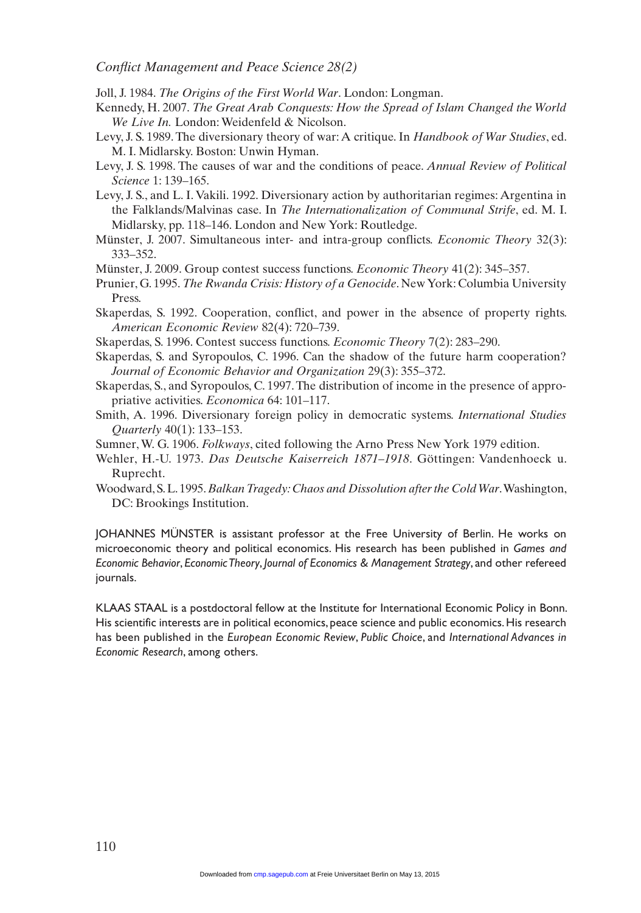Joll, J. 1984. *The Origins of the First World War*. London: Longman.

Kennedy, H. 2007. *The Great Arab Conquests: How the Spread of Islam Changed the World We Live In.* London: Weidenfeld & Nicolson.

Levy, J. S. 1989. The diversionary theory of war: A critique. In *Handbook of War Studies*, ed. M. I. Midlarsky. Boston: Unwin Hyman.

Levy, J. S. 1998. The causes of war and the conditions of peace. *Annual Review of Political Science* 1: 139–165.

Levy, J. S., and L. I. Vakili. 1992. Diversionary action by authoritarian regimes: Argentina in the Falklands/Malvinas case. In *The Internationalization of Communal Strife*, ed. M. I. Midlarsky, pp. 118–146. London and New York: Routledge.

Münster, J. 2007. Simultaneous inter- and intra-group conflicts. *Economic Theory* 32(3): 333–352.

Münster, J. 2009. Group contest success functions. *Economic Theory* 41(2): 345–357.

Prunier, G. 1995. *The Rwanda Crisis: History of a Genocide*. New York: Columbia University Press.

Skaperdas, S. 1992. Cooperation, conflict, and power in the absence of property rights. *American Economic Review* 82(4): 720–739.

Skaperdas, S. 1996. Contest success functions. *Economic Theory* 7(2): 283–290.

Skaperdas, S. and Syropoulos, C. 1996. Can the shadow of the future harm cooperation? *Journal of Economic Behavior and Organization* 29(3): 355–372.

Skaperdas, S., and Syropoulos, C. 1997. The distribution of income in the presence of appropriative activities. *Economica* 64: 101–117.

Smith, A. 1996. Diversionary foreign policy in democratic systems. *International Studies Quarterly* 40(1): 133–153.

Sumner, W. G. 1906. *Folkways*, cited following the Arno Press New York 1979 edition.

Wehler, H.-U. 1973. *Das Deutsche Kaiserreich 1871–1918*. Göttingen: Vandenhoeck u. Ruprecht.

Woodward, S. L. 1995. *Balkan Tragedy: Chaos and Dissolution after the Cold War*. Washington, DC: Brookings Institution.

JOHANNES MÜNSTER is assistant professor at the Free University of Berlin. He works on microeconomic theory and political economics. His research has been published in *Games and Economic Behavior*, *Economic Theory*, *Journal of Economics & Management Strategy*, and other refereed journals.

KLAAS STAAL is a postdoctoral fellow at the Institute for International Economic Policy in Bonn. His scientific interests are in political economics, peace science and public economics. His research has been published in the *European Economic Review*, *Public Choice*, and *International Advances in Economic Research*, among others.